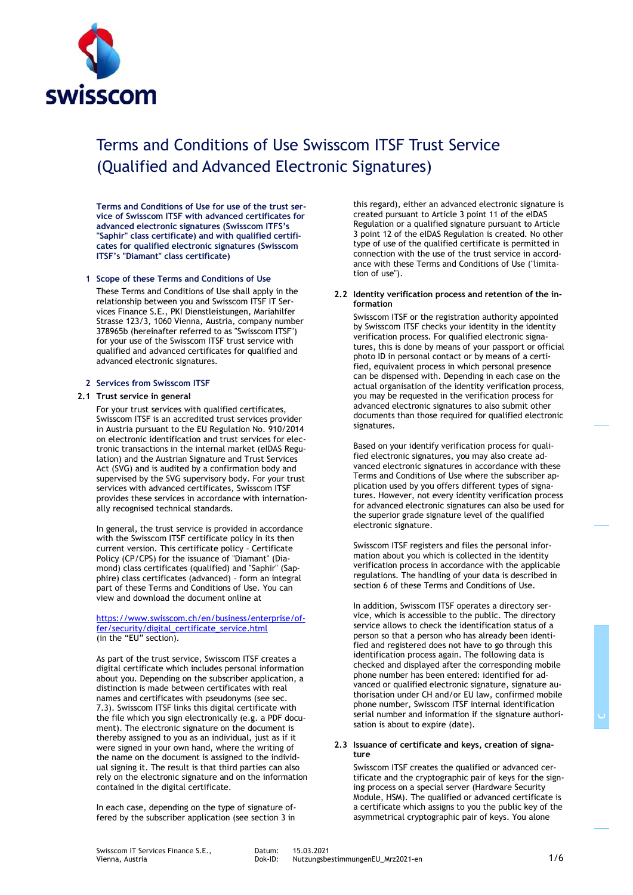# Terms and Conditions of Use Swisscom ITSF Trust Service (Qualified and Advanced Electronic Signatures)

**Terms and Conditions of Use for use of the trust service of Swisscom ITSF with advanced certificates for advanced electronic signatures (Swisscom ITFS's "Saphir" class certificate) and with qualified certificates for qualified electronic signatures (Swisscom ITSF's "Diamant" class certificate)**

## 1 Scope of these Terms and Conditions of Use

These Terms and Conditions of Use shall apply in the relationship between you and Swisscom IT Services Finance S.E., PKI Dienstleistungen, Mariahilfer Strasse 123/3, 1060 Vienna, Austria, company number 378965b (hereinafter referred to as "Swisscom ITSF") for your use of the Swisscom ITSF trust service with qualified and advanced certificates for qualified and advanced electronic signatures.

## 2 Services from Swisscom ITSF

### 2.1 Trust service in general

For your trust services with qualified certificates, Swisscom ITSF is an accredited trust services provider in Austria pursuant to the EU Regulation No. 910/2014 on electronic identification and trust services for electronic transactions in the internal market (eIDAS Regulation) and the Austrian Signature and Trust Services Act (SVG) and is audited by a confirmation body and supervised by the SVG supervisory body. For your trust services with advanced certificates, Swisscom ITSF provides these services in accordance with internationally recognised technical standards.

In general, the trust service is provided in accordance with the Swisscom ITSF certificate policy in its then current version. This certificate policy – Certificate Policy (CP/CPS) for the issuance of "Diamant" (Diamond) class certificates (qualified) and "Saphir" (Sapphire) class certificates (advanced) – form an integral part of these Terms and Conditions of Use. You can view and download the document online at

https://www.swisscom.ch/en/business/enterprise/offer/security/digital_certificate_service.html
(in the "EU" section).

As part of the trust service, Swisscom ITSF creates a digital certificate which includes personal information about you. Depending on the subscriber application, a distinction is made between certificates with real names and certificates with pseudonyms (see sec. 7.3). Swisscom ITSF links this digital certificate with the file which you sign electronically (e.g. a PDF document). The electronic signature on the document is thereby assigned to you as an individual, just as if it were signed in your own hand, where the writing of the name on the document is assigned to the individual signing it. The result is that third parties can also rely on the electronic signature and on the information contained in the digital certificate.

In each case, depending on the type of signature offered by the subscriber application (see section 3 in this regard), either an advanced electronic signature is created pursuant to Article 3 point 11 of the eIDAS Regulation or a qualified signature pursuant to Article 3 point 12 of the eIDAS Regulation is created. No other type of use of the qualified certificate is permitted in connection with the use of the trust service in accordance with these Terms and Conditions of Use ("limitation of use").

### 2.2 Identity verification process and retention of the information

Swisscom ITSF or the registration authority appointed by Swisscom ITSF checks your identity in the identity verification process. For qualified electronic signatures, this is done by means of your passport or official photo ID in personal contact or by means of a certified, equivalent process in which personal presence can be dispensed with. Depending in each case on the actual organisation of the identity verification process, you may be requested in the verification process for advanced electronic signatures to also submit other documents than those required for qualified electronic signatures.

Based on your identify verification process for qualified electronic signatures, you may also create advanced electronic signatures in accordance with these Terms and Conditions of Use where the subscriber application used by you offers different types of signatures. However, not every identity verification process for advanced electronic signatures can also be used for the superior grade signature level of the qualified electronic signature.

Swisscom ITSF registers and files the personal information about you which is collected in the identity verification process in accordance with the applicable regulations. The handling of your data is described in section 6 of these Terms and Conditions of Use.

In addition, Swisscom ITSF operates a directory service, which is accessible to the public. The directory service allows to check the identification status of a person so that a person who has already been identified and registered does not have to go through this identification process again. The following data is checked and displayed after the corresponding mobile phone number has been entered: identified for advanced or qualified electronic signature, signature authorisation under CH and/or EU law, confirmed mobile phone number, Swisscom ITSF internal identification serial number and information if the signature authorisation is about to expire (date).

### 2.3 Issuance of certificate and keys, creation of signature

Swisscom ITSF creates the qualified or advanced certificate and the cryptographic pair of keys for the signing process on a special server (Hardware Security Module, HSM). The qualified or advanced certificate is a certificate which assigns to you the public key of the asymmetrical cryptographic pair of keys. You alone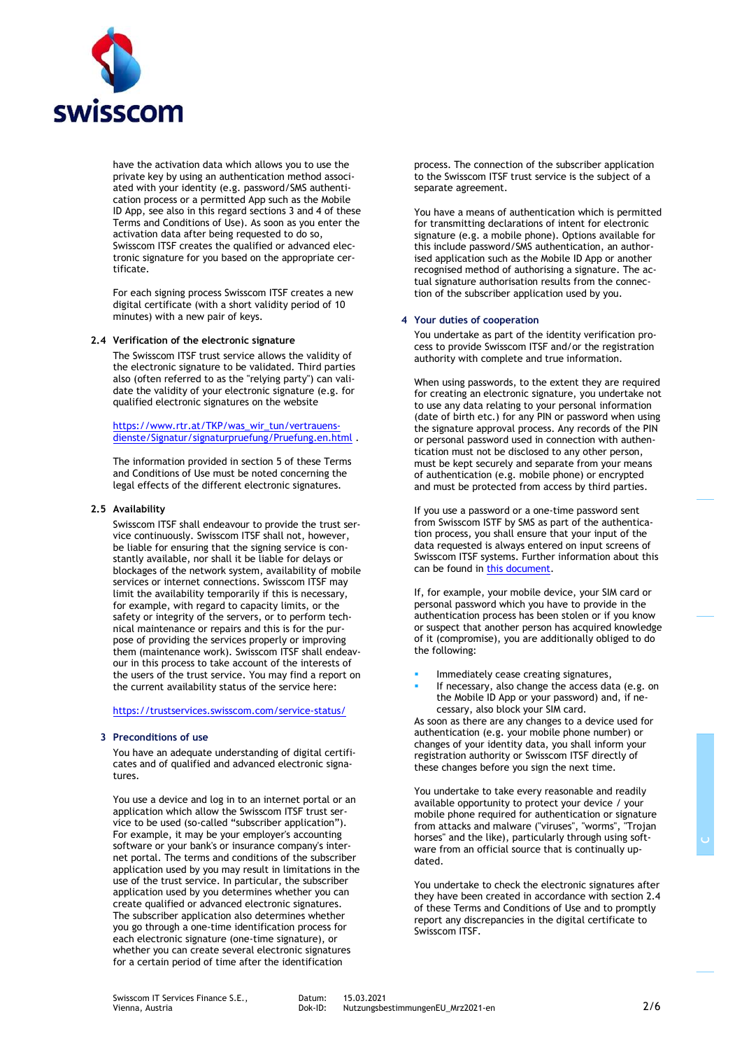have the activation data which allows you to use the private key by using an authentication method associated with your identity (e.g. password/SMS authentication process or a permitted App such as the Mobile ID App, see also in this regard sections 3 and 4 of these Terms and Conditions of Use). As soon as you enter the activation data after being requested to do so, Swisscom ITSF creates the qualified or advanced electronic signature for you based on the appropriate certificate.

For each signing process Swisscom ITSF creates a new digital certificate (with a short validity period of 10 minutes) with a new pair of keys.

### 2.4 Verification of the electronic signature

The Swisscom ITSF trust service allows the validity of the electronic signature to be validated. Third parties also (often referred to as the "relying party") can validate the validity of your electronic signature (e.g. for qualified electronic signatures on the website

https://www.rtr.at/TKP/was_wir_tun/vertrauensdienste/Signatur/signaturpruefung/Pruefung.en.html .

The information provided in section 5 of these Terms and Conditions of Use must be noted concerning the legal effects of the different electronic signatures.

### 2.5 Availability

Swisscom ITSF shall endeavour to provide the trust service continuously. Swisscom ITSF shall not, however, be liable for ensuring that the signing service is constantly available, nor shall it be liable for delays or blockages of the network system, availability of mobile services or internet connections. Swisscom ITSF may limit the availability temporarily if this is necessary, for example, with regard to capacity limits, or the safety or integrity of the servers, or to perform technical maintenance or repairs and this is for the purpose of providing the services properly or improving them (maintenance work). Swisscom ITSF shall endeavour in this process to take account of the interests of the users of the trust service. You may find a report on the current availability status of the service here:

https://trustservices.swisscom.com/service-status/

## 3 Preconditions of use

You have an adequate understanding of digital certificates and of qualified and advanced electronic signatures.

You use a device and log in to an internet portal or an application which allow the Swisscom ITSF trust service to be used (so-called "subscriber application"). For example, it may be your employer's accounting software or your bank's or insurance company's internet portal. The terms and conditions of the subscriber application used by you may result in limitations in the use of the trust service. In particular, the subscriber application used by you determines whether you can create qualified or advanced electronic signatures. The subscriber application also determines whether you go through a one-time identification process for each electronic signature (one-time signature), or whether you can create several electronic signatures for a certain period of time after the identification process. The connection of the subscriber application to the Swisscom ITSF trust service is the subject of a separate agreement.

You have a means of authentication which is permitted for transmitting declarations of intent for electronic signature (e.g. a mobile phone). Options available for this include password/SMS authentication, an authorised application such as the Mobile ID App or another recognised method of authorising a signature. The actual signature authorisation results from the connection of the subscriber application used by you.

## 4 Your duties of cooperation

You undertake as part of the identity verification process to provide Swisscom ITSF and/or the registration authority with complete and true information.

When using passwords, to the extent they are required for creating an electronic signature, you undertake not to use any data relating to your personal information (date of birth etc.) for any PIN or password when using the signature approval process. Any records of the PIN or personal password used in connection with authentication must not be disclosed to any other person, must be kept securely and separate from your means of authentication (e.g. mobile phone) or encrypted and must be protected from access by third parties.

If you use a password or a one-time password sent from Swisscom ISTF by SMS as part of the authentication process, you shall ensure that your input of the data requested is always entered on input screens of Swisscom ITSF systems. Further information about this can be found in this document.

If, for example, your mobile device, your SIM card or personal password which you have to provide in the authentication process has been stolen or if you know or suspect that another person has acquired knowledge of it (compromise), you are additionally obliged to do the following:

- Immediately cease creating signatures,
- If necessary, also change the access data (e.g. on the Mobile ID App or your password) and, if necessary, also block your SIM card.

As soon as there are any changes to a device used for authentication (e.g. your mobile phone number) or changes of your identity data, you shall inform your registration authority or Swisscom ITSF directly of these changes before you sign the next time.

You undertake to take every reasonable and readily available opportunity to protect your device / your mobile phone required for authentication or signature from attacks and malware ("viruses", "worms", "Trojan horses" and the like), particularly through using software from an official source that is continually updated.

You undertake to check the electronic signatures after they have been created in accordance with section 2.4 of these Terms and Conditions of Use and to promptly report any discrepancies in the digital certificate to Swisscom ITSF.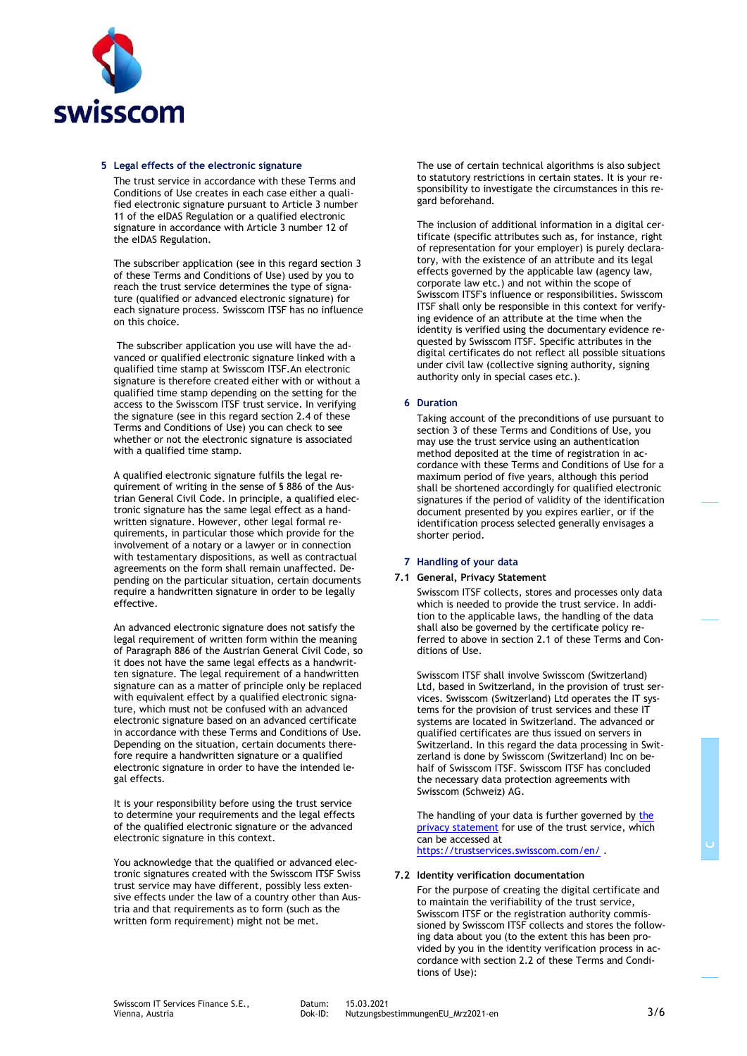## 5 Legal effects of the electronic signature

The trust service in accordance with these Terms and Conditions of Use creates in each case either a qualified electronic signature pursuant to Article 3 number 11 of the eIDAS Regulation or a qualified electronic signature in accordance with Article 3 number 12 of the eIDAS Regulation.

The subscriber application (see in this regard section 3 of these Terms and Conditions of Use) used by you to reach the trust service determines the type of signature (qualified or advanced electronic signature) for each signature process. Swisscom ITSF has no influence on this choice.

The subscriber application you use will have the advanced or qualified electronic signature linked with a qualified time stamp at Swisscom ITSF.An electronic signature is therefore created either with or without a qualified time stamp depending on the setting for the access to the Swisscom ITSF trust service. In verifying the signature (see in this regard section 2.4 of these Terms and Conditions of Use) you can check to see whether or not the electronic signature is associated with a qualified time stamp.

A qualified electronic signature fulfils the legal requirement of writing in the sense of § 886 of the Austrian General Civil Code. In principle, a qualified electronic signature has the same legal effect as a handwritten signature. However, other legal formal requirements, in particular those which provide for the involvement of a notary or a lawyer or in connection with testamentary dispositions, as well as contractual agreements on the form shall remain unaffected. Depending on the particular situation, certain documents require a handwritten signature in order to be legally effective.

An advanced electronic signature does not satisfy the legal requirement of written form within the meaning of Paragraph 886 of the Austrian General Civil Code, so it does not have the same legal effects as a handwritten signature. The legal requirement of a handwritten signature can as a matter of principle only be replaced with equivalent effect by a qualified electronic signature, which must not be confused with an advanced electronic signature based on an advanced certificate in accordance with these Terms and Conditions of Use. Depending on the situation, certain documents therefore require a handwritten signature or a qualified electronic signature in order to have the intended legal effects.

It is your responsibility before using the trust service to determine your requirements and the legal effects of the qualified electronic signature or the advanced electronic signature in this context.

You acknowledge that the qualified or advanced electronic signatures created with the Swisscom ITSF Swiss trust service may have different, possibly less extensive effects under the law of a country other than Austria and that requirements as to form (such as the written form requirement) might not be met.

The use of certain technical algorithms is also subject to statutory restrictions in certain states. It is your responsibility to investigate the circumstances in this regard beforehand.

The inclusion of additional information in a digital certificate (specific attributes such as, for instance, right of representation for your employer) is purely declaratory, with the existence of an attribute and its legal effects governed by the applicable law (agency law, corporate law etc.) and not within the scope of Swisscom ITSF's influence or responsibilities. Swisscom ITSF shall only be responsible in this context for verifying evidence of an attribute at the time when the identity is verified using the documentary evidence requested by Swisscom ITSF. Specific attributes in the digital certificates do not reflect all possible situations under civil law (collective signing authority, signing authority only in special cases etc.).

## 6 Duration

Taking account of the preconditions of use pursuant to section 3 of these Terms and Conditions of Use, you may use the trust service using an authentication method deposited at the time of registration in accordance with these Terms and Conditions of Use for a maximum period of five years, although this period shall be shortened accordingly for qualified electronic signatures if the period of validity of the identification document presented by you expires earlier, or if the identification process selected generally envisages a shorter period.

## 7 Handling of your data

### 7.1 General, Privacy Statement

Swisscom ITSF collects, stores and processes only data which is needed to provide the trust service. In addition to the applicable laws, the handling of the data shall also be governed by the certificate policy referred to above in section 2.1 of these Terms and Conditions of Use.

Swisscom ITSF shall involve Swisscom (Switzerland) Ltd, based in Switzerland, in the provision of trust services. Swisscom (Switzerland) Ltd operates the IT systems for the provision of trust services and these IT systems are located in Switzerland. The advanced or qualified certificates are thus issued on servers in Switzerland. In this regard the data processing in Switzerland is done by Swisscom (Switzerland) Inc on behalf of Swisscom ITSF. Swisscom ITSF has concluded the necessary data protection agreements with Swisscom (Schweiz) AG.

The handling of your data is further governed by [the privacy statement](https://trustservices.swisscom.com/en/) for use of the trust service, which can be accessed at [https://trustservices.swisscom.com/en/](https://trustservices.swisscom.com/en/) .

### 7.2 Identity verification documentation

For the purpose of creating the digital certificate and to maintain the verifiability of the trust service, Swisscom ITSF or the registration authority commissioned by Swisscom ITSF collects and stores the following data about you (to the extent this has been provided by you in the identity verification process in accordance with section 2.2 of these Terms and Conditions of Use):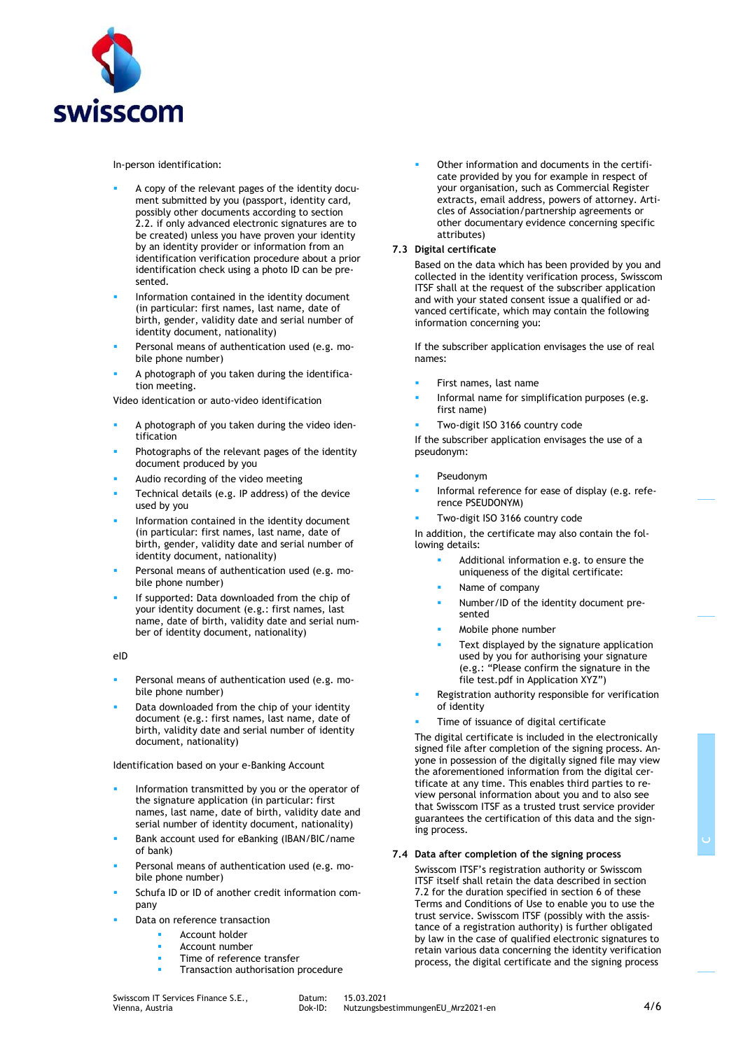In-person identification:

- A copy of the relevant pages of the identity document submitted by you (passport, identity card, possibly other documents according to section 2.2. if only advanced electronic signatures are to be created) unless you have proven your identity by an identity provider or information from an identification verification procedure about a prior identification check using a photo ID can be presented.
- Information contained in the identity document (in particular: first names, last name, date of birth, gender, validity date and serial number of identity document, nationality)
- Personal means of authentication used (e.g. mobile phone number)
- A photograph of you taken during the identification meeting.

Video identication or auto-video identification

- A photograph of you taken during the video identification
- Photographs of the relevant pages of the identity document produced by you
- Audio recording of the video meeting
- Technical details (e.g. IP address) of the device used by you
- Information contained in the identity document (in particular: first names, last name, date of birth, gender, validity date and serial number of identity document, nationality)
- Personal means of authentication used (e.g. mobile phone number)
- If supported: Data downloaded from the chip of your identity document (e.g.: first names, last name, date of birth, validity date and serial number of identity document, nationality)

eID

- Personal means of authentication used (e.g. mobile phone number)
- Data downloaded from the chip of your identity document (e.g.: first names, last name, date of birth, validity date and serial number of identity document, nationality)

Identification based on your e-Banking Account

- Information transmitted by you or the operator of the signature application (in particular: first names, last name, date of birth, validity date and serial number of identity document, nationality)
- Bank account used for eBanking (IBAN/BIC/name of bank)
- Personal means of authentication used (e.g. mobile phone number)
- Schufa ID or ID of another credit information company
- Data on reference transaction
  - Account holder
  - Account number
  - Time of reference transfer
  - Transaction authorisation procedure
- Other information and documents in the certificate provided by you for example in respect of your organisation, such as Commercial Register extracts, email address, powers of attorney. Articles of Association/partnership agreements or other documentary evidence concerning specific attributes)

### 7.3 Digital certificate

Based on the data which has been provided by you and collected in the identity verification process, Swisscom ITSF shall at the request of the subscriber application and with your stated consent issue a qualified or advanced certificate, which may contain the following information concerning you:

If the subscriber application envisages the use of real names:

- First names, last name
- Informal name for simplification purposes (e.g. first name)
- Two-digit ISO 3166 country code

If the subscriber application envisages the use of a pseudonym:

- Pseudonym
- Informal reference for ease of display (e.g. reference PSEUDONYM)
- Two-digit ISO 3166 country code

In addition, the certificate may also contain the following details:

  - Additional information e.g. to ensure the uniqueness of the digital certificate:
  - Name of company
  - Number/ID of the identity document presented
  - Mobile phone number
  - Text displayed by the signature application used by you for authorising your signature (e.g.: "Please confirm the signature in the file test.pdf in Application XYZ")
- Registration authority responsible for verification of identity
- Time of issuance of digital certificate

The digital certificate is included in the electronically signed file after completion of the signing process. Anyone in possession of the digitally signed file may view the aforementioned information from the digital certificate at any time. This enables third parties to review personal information about you and to also see that Swisscom ITSF as a trusted trust service provider guarantees the certification of this data and the signing process.

### 7.4 Data after completion of the signing process

Swisscom ITSF's registration authority or Swisscom ITSF itself shall retain the data described in section 7.2 for the duration specified in section 6 of these Terms and Conditions of Use to enable you to use the trust service. Swisscom ITSF (possibly with the assistance of a registration authority) is further obligated by law in the case of qualified electronic signatures to retain various data concerning the identity verification process, the digital certificate and the signing process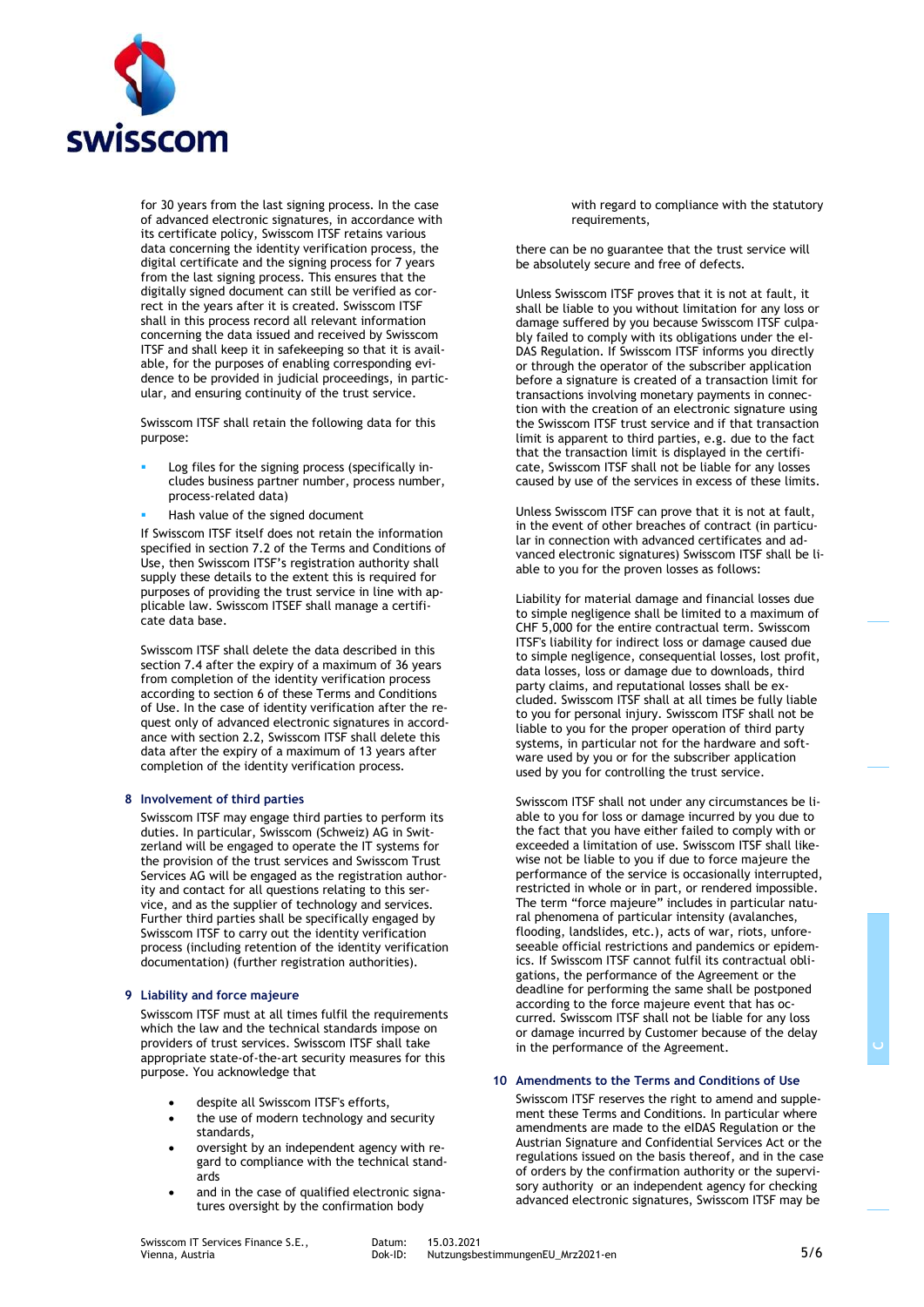for 30 years from the last signing process. In the case of advanced electronic signatures, in accordance with its certificate policy, Swisscom ITSF retains various data concerning the identity verification process, the digital certificate and the signing process for 7 years from the last signing process. This ensures that the digitally signed document can still be verified as correct in the years after it is created. Swisscom ITSF shall in this process record all relevant information concerning the data issued and received by Swisscom ITSF and shall keep it in safekeeping so that it is available, for the purposes of enabling corresponding evidence to be provided in judicial proceedings, in particular, and ensuring continuity of the trust service.

Swisscom ITSF shall retain the following data for this purpose:

- Log files for the signing process (specifically includes business partner number, process number, process-related data)
- Hash value of the signed document

If Swisscom ITSF itself does not retain the information specified in section 7.2 of the Terms and Conditions of Use, then Swisscom ITSF's registration authority shall supply these details to the extent this is required for purposes of providing the trust service in line with applicable law. Swisscom ITSEF shall manage a certificate data base.

Swisscom ITSF shall delete the data described in this section 7.4 after the expiry of a maximum of 36 years from completion of the identity verification process according to section 6 of these Terms and Conditions of Use. In the case of identity verification after the request only of advanced electronic signatures in accordance with section 2.2, Swisscom ITSF shall delete this data after the expiry of a maximum of 13 years after completion of the identity verification process.

## 8 Involvement of third parties

Swisscom ITSF may engage third parties to perform its duties. In particular, Swisscom (Schweiz) AG in Switzerland will be engaged to operate the IT systems for the provision of the trust services and Swisscom Trust Services AG will be engaged as the registration authority and contact for all questions relating to this service, and as the supplier of technology and services. Further third parties shall be specifically engaged by Swisscom ITSF to carry out the identity verification process (including retention of the identity verification documentation) (further registration authorities).

## 9 Liability and force majeure

Swisscom ITSF must at all times fulfil the requirements which the law and the technical standards impose on providers of trust services. Swisscom ITSF shall take appropriate state-of-the-art security measures for this purpose. You acknowledge that

- despite all Swisscom ITSF's efforts,
- the use of modern technology and security standards,
- oversight by an independent agency with regard to compliance with the technical standards
- and in the case of qualified electronic signatures oversight by the confirmation body with regard to compliance with the statutory requirements,

there can be no guarantee that the trust service will be absolutely secure and free of defects.

Unless Swisscom ITSF proves that it is not at fault, it shall be liable to you without limitation for any loss or damage suffered by you because Swisscom ITSF culpably failed to comply with its obligations under the eIDAS Regulation. If Swisscom ITSF informs you directly or through the operator of the subscriber application before a signature is created of a transaction limit for transactions involving monetary payments in connection with the creation of an electronic signature using the Swisscom ITSF trust service and if that transaction limit is apparent to third parties, e.g. due to the fact that the transaction limit is displayed in the certificate, Swisscom ITSF shall not be liable for any losses caused by use of the services in excess of these limits.

Unless Swisscom ITSF can prove that it is not at fault, in the event of other breaches of contract (in particular in connection with advanced certificates and advanced electronic signatures) Swisscom ITSF shall be liable to you for the proven losses as follows:

Liability for material damage and financial losses due to simple negligence shall be limited to a maximum of CHF 5,000 for the entire contractual term. Swisscom ITSF's liability for indirect loss or damage caused due to simple negligence, consequential losses, lost profit, data losses, loss or damage due to downloads, third party claims, and reputational losses shall be excluded. Swisscom ITSF shall at all times be fully liable to you for personal injury. Swisscom ITSF shall not be liable to you for the proper operation of third party systems, in particular not for the hardware and software used by you or for the subscriber application used by you for controlling the trust service.

Swisscom ITSF shall not under any circumstances be liable to you for loss or damage incurred by you due to the fact that you have either failed to comply with or exceeded a limitation of use. Swisscom ITSF shall likewise not be liable to you if due to force majeure the performance of the service is occasionally interrupted, restricted in whole or in part, or rendered impossible. The term "force majeure" includes in particular natural phenomena of particular intensity (avalanches, flooding, landslides, etc.), acts of war, riots, unforeseeable official restrictions and pandemics or epidemics. If Swisscom ITSF cannot fulfil its contractual obligations, the performance of the Agreement or the deadline for performing the same shall be postponed according to the force majeure event that has occurred. Swisscom ITSF shall not be liable for any loss or damage incurred by Customer because of the delay in the performance of the Agreement.

## 10 Amendments to the Terms and Conditions of Use

Swisscom ITSF reserves the right to amend and supplement these Terms and Conditions. In particular where amendments are made to the eIDAS Regulation or the Austrian Signature and Confidential Services Act or the regulations issued on the basis thereof, and in the case of orders by the confirmation authority or the supervisory authority or an independent agency for checking advanced electronic signatures, Swisscom ITSF may be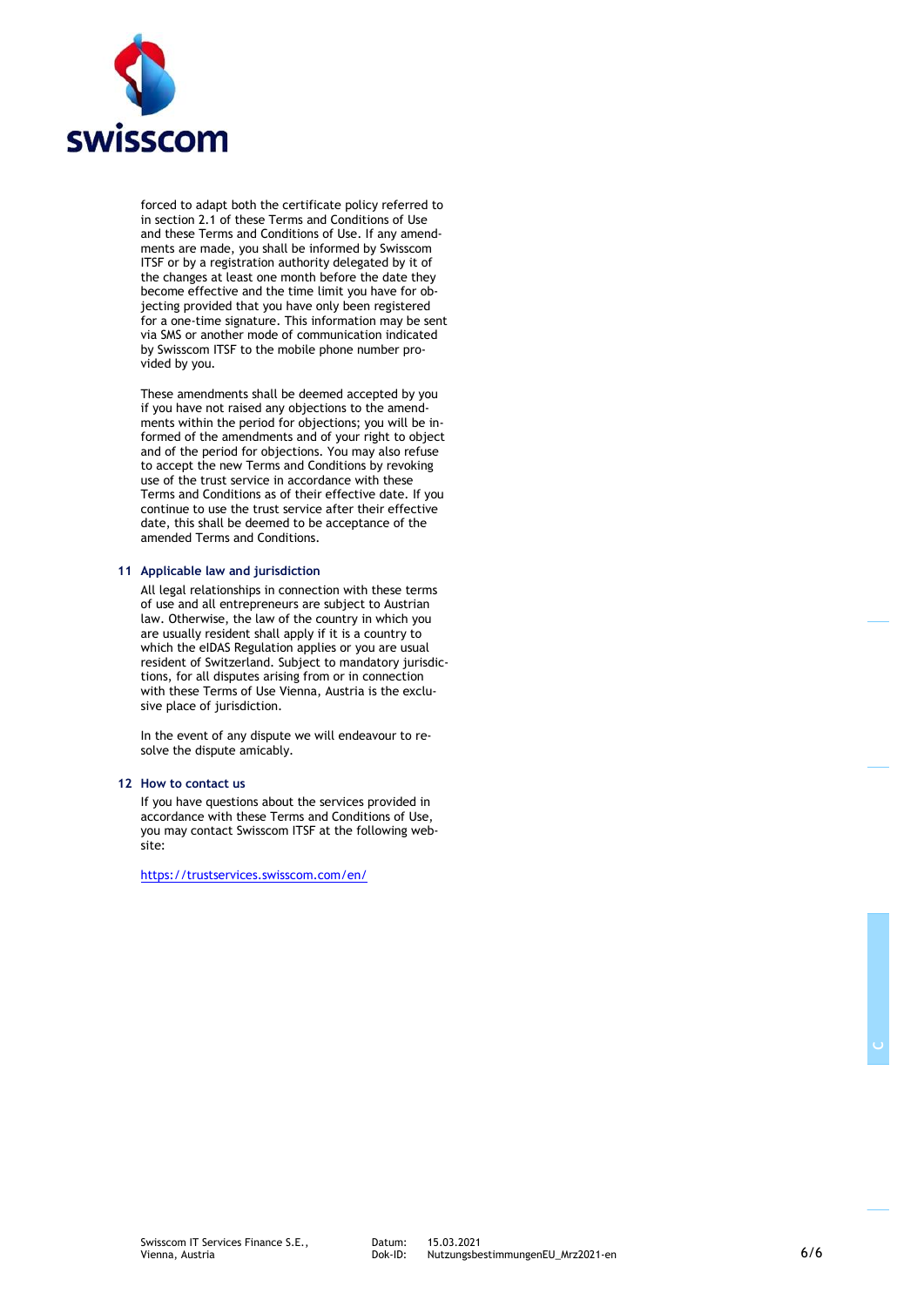forced to adapt both the certificate policy referred to in section 2.1 of these Terms and Conditions of Use and these Terms and Conditions of Use. If any amendments are made, you shall be informed by Swisscom ITSF or by a registration authority delegated by it of the changes at least one month before the date they become effective and the time limit you have for objecting provided that you have only been registered for a one-time signature. This information may be sent via SMS or another mode of communication indicated by Swisscom ITSF to the mobile phone number provided by you.

These amendments shall be deemed accepted by you if you have not raised any objections to the amendments within the period for objections; you will be informed of the amendments and of your right to object and of the period for objections. You may also refuse to accept the new Terms and Conditions by revoking use of the trust service in accordance with these Terms and Conditions as of their effective date. If you continue to use the trust service after their effective date, this shall be deemed to be acceptance of the amended Terms and Conditions.

## 11 Applicable law and jurisdiction

All legal relationships in connection with these terms of use and all entrepreneurs are subject to Austrian law. Otherwise, the law of the country in which you are usually resident shall apply if it is a country to which the eIDAS Regulation applies or you are usual resident of Switzerland. Subject to mandatory jurisdictions, for all disputes arising from or in connection with these Terms of Use Vienna, Austria is the exclusive place of jurisdiction.

In the event of any dispute we will endeavour to resolve the dispute amicably.

## 12 How to contact us

If you have questions about the services provided in accordance with these Terms and Conditions of Use, you may contact Swisscom ITSF at the following website:

https://trustservices.swisscom.com/en/